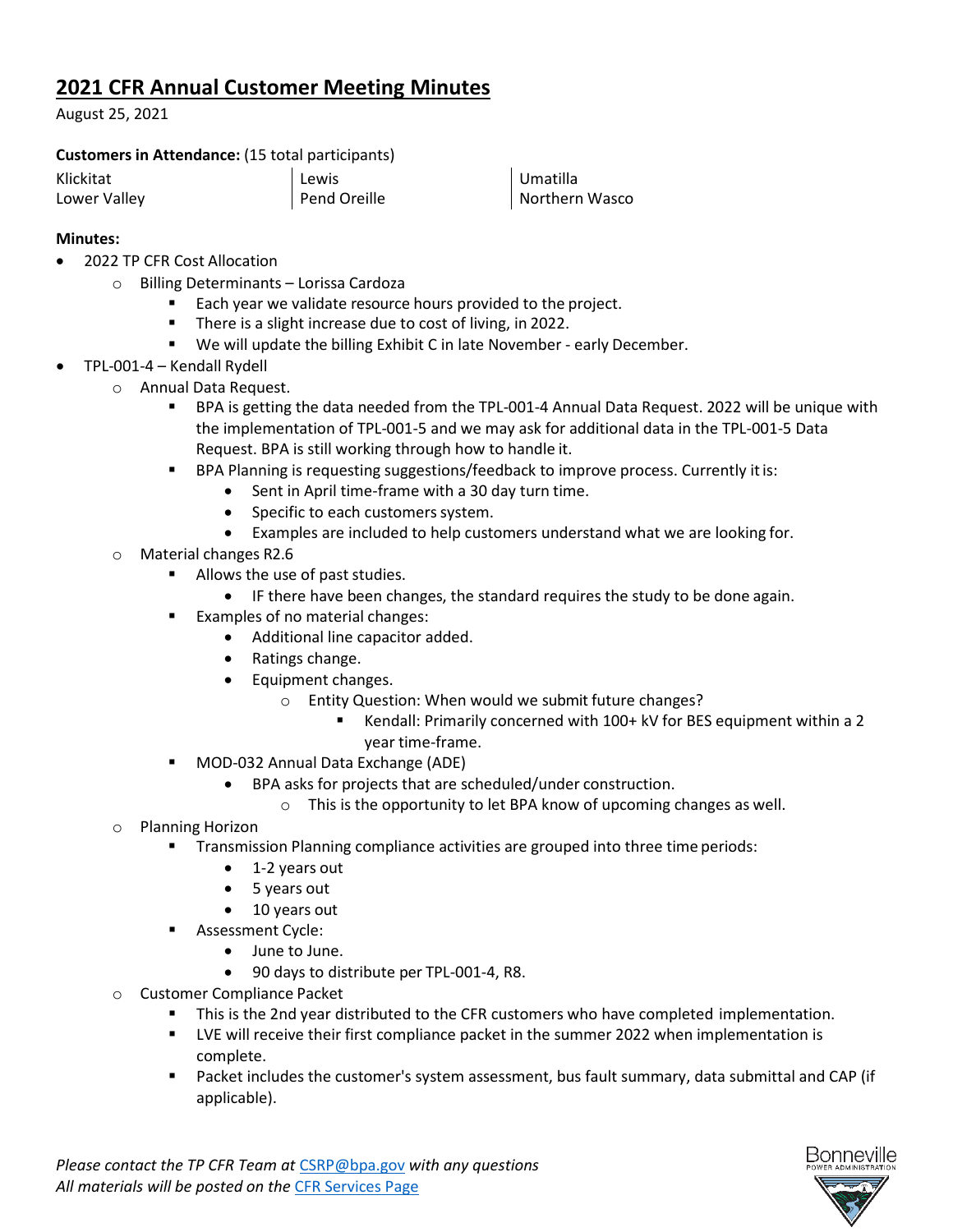# 2021 CFR Annual Customer Meeting Minutes

August 25, 2021

**Customers in Attendance:** (15 total participants)

| | | |
|---|---|---|
| Klickitat | Lewis | Umatilla |
| Lower Valley | Pend Oreille | Northern Wasco |

**Minutes:**

- 2022 TP CFR Cost Allocation
  - Billing Determinants – Lorissa Cardoza
    - Each year we validate resource hours provided to the project.
    - There is a slight increase due to cost of living, in 2022.
    - We will update the billing Exhibit C in late November - early December.
- TPL-001-4 – Kendall Rydell
  - Annual Data Request.
    - BPA is getting the data needed from the TPL-001-4 Annual Data Request. 2022 will be unique with the implementation of TPL-001-5 and we may ask for additional data in the TPL-001-5 Data Request. BPA is still working through how to handle it.
    - BPA Planning is requesting suggestions/feedback to improve process. Currently it is:
      - Sent in April time-frame with a 30 day turn time.
      - Specific to each customers system.
      - Examples are included to help customers understand what we are looking for.
  - Material changes R2.6
    - Allows the use of past studies.
      - IF there have been changes, the standard requires the study to be done again.
    - Examples of no material changes:
      - Additional line capacitor added.
      - Ratings change.
      - Equipment changes.
        - Entity Question: When would we submit future changes?
          - Kendall: Primarily concerned with 100+ kV for BES equipment within a 2 year time-frame.
    - MOD-032 Annual Data Exchange (ADE)
      - BPA asks for projects that are scheduled/under construction.
        - This is the opportunity to let BPA know of upcoming changes as well.
  - Planning Horizon
    - Transmission Planning compliance activities are grouped into three time periods:
      - 1-2 years out
      - 5 years out
      - 10 years out
    - Assessment Cycle:
      - June to June.
      - 90 days to distribute per TPL-001-4, R8.
  - Customer Compliance Packet
    - This is the 2nd year distributed to the CFR customers who have completed implementation.
    - LVE will receive their first compliance packet in the summer 2022 when implementation is complete.
    - Packet includes the customer's system assessment, bus fault summary, data submittal and CAP (if applicable).

*Please contact the TP CFR Team at* CSRP@bpa.gov *with any questions*
*All materials will be posted on the* CFR Services Page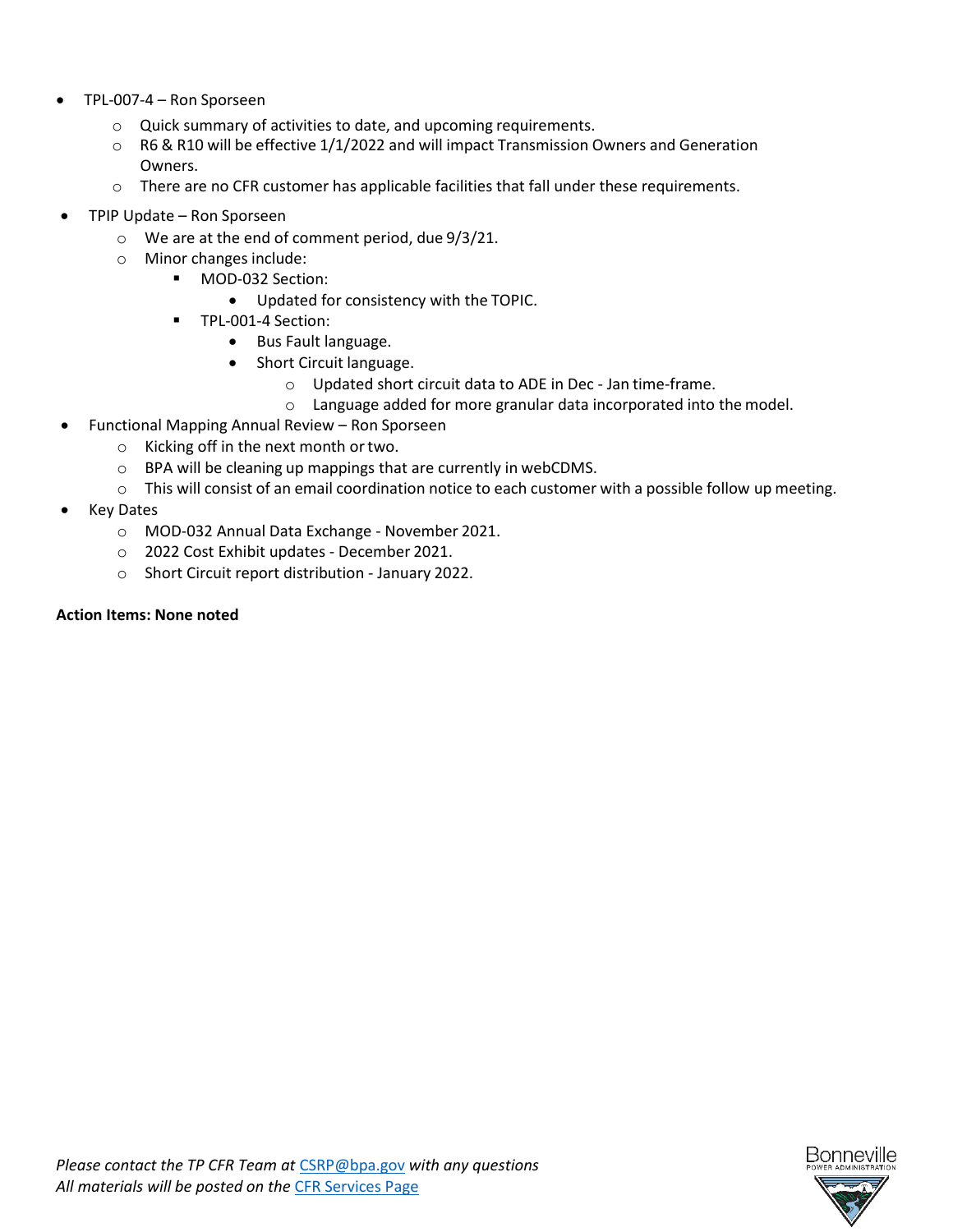- TPL-007-4 – Ron Sporseen
  - Quick summary of activities to date, and upcoming requirements.
  - R6 & R10 will be effective 1/1/2022 and will impact Transmission Owners and Generation Owners.
  - There are no CFR customer has applicable facilities that fall under these requirements.
- TPIP Update – Ron Sporseen
  - We are at the end of comment period, due 9/3/21.
  - Minor changes include:
    - MOD-032 Section:
      - Updated for consistency with the TOPIC.
    - TPL-001-4 Section:
      - Bus Fault language.
      - Short Circuit language.
        - Updated short circuit data to ADE in Dec - Jan time-frame.
        - Language added for more granular data incorporated into the model.
- Functional Mapping Annual Review – Ron Sporseen
  - Kicking off in the next month or two.
  - BPA will be cleaning up mappings that are currently in webCDMS.
  - This will consist of an email coordination notice to each customer with a possible follow up meeting.
- Key Dates
  - MOD-032 Annual Data Exchange - November 2021.
  - 2022 Cost Exhibit updates - December 2021.
  - Short Circuit report distribution - January 2022.

**Action Items: None noted**

*Please contact the TP CFR Team at* CSRP@bpa.gov *with any questions*
*All materials will be posted on the* CFR Services Page